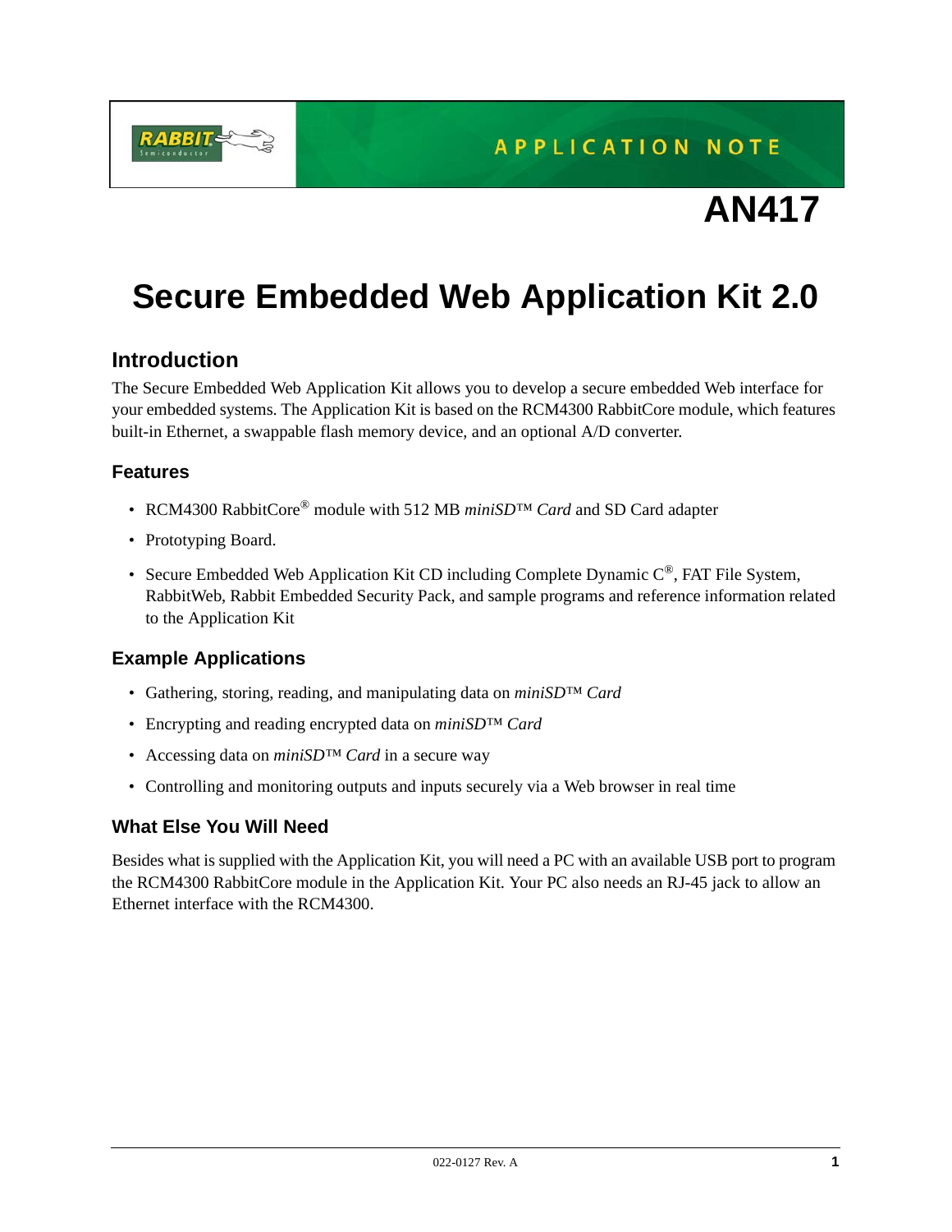APPLICATION NOTE

# AN417

# Secure Embedded Web Application Kit 2.0

## Introduction

The Secure Embedded Web Application Kit allows you to develop a secure embedded Web interface for your embedded systems. The Application Kit is based on the RCM4300 RabbitCore module, which features built-in Ethernet, a swappable flash memory device, and an optional A/D converter.

### Features

- RCM4300 RabbitCore® module with 512 MB *miniSD™ Card* and SD Card adapter
- Prototyping Board.
- Secure Embedded Web Application Kit CD including Complete Dynamic C®, FAT File System, RabbitWeb, Rabbit Embedded Security Pack, and sample programs and reference information related to the Application Kit

### Example Applications

- Gathering, storing, reading, and manipulating data on *miniSD™ Card*
- Encrypting and reading encrypted data on *miniSD™ Card*
- Accessing data on *miniSD™ Card* in a secure way
- Controlling and monitoring outputs and inputs securely via a Web browser in real time

### What Else You Will Need

Besides what is supplied with the Application Kit, you will need a PC with an available USB port to program the RCM4300 RabbitCore module in the Application Kit. Your PC also needs an RJ-45 jack to allow an Ethernet interface with the RCM4300.

022-0127 Rev. A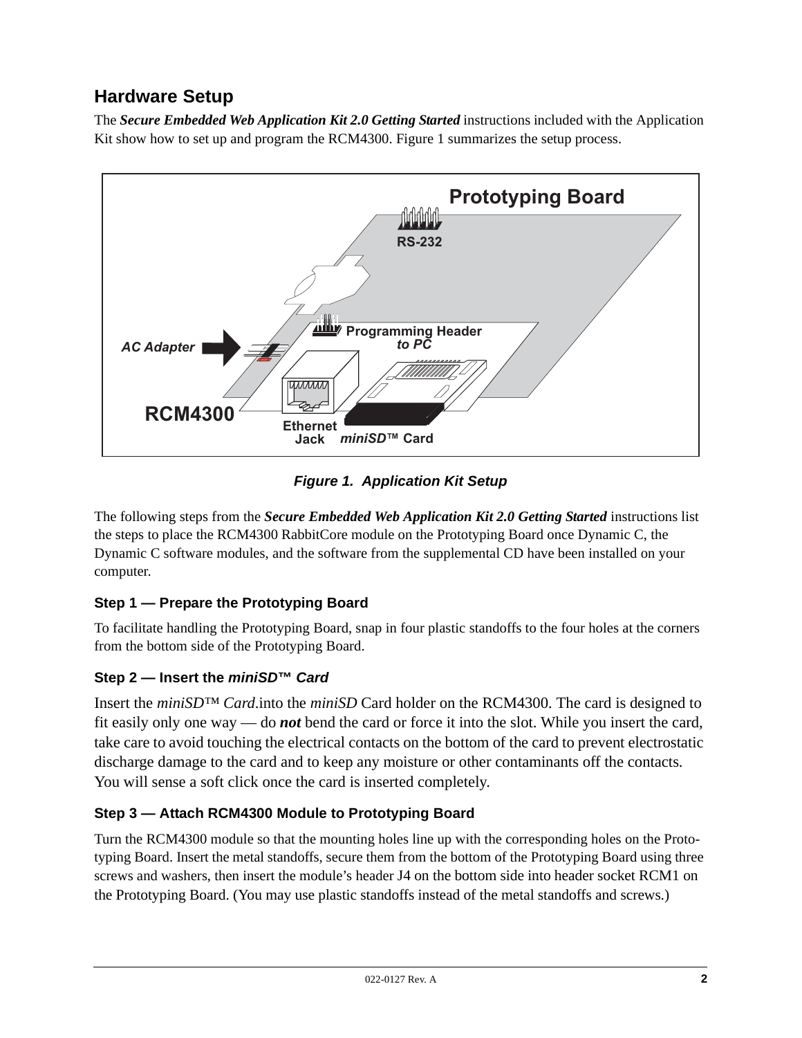## Hardware Setup

The ***Secure Embedded Web Application Kit 2.0 Getting Started*** instructions included with the Application Kit show how to set up and program the RCM4300. Figure 1 summarizes the setup process.

***Figure 1. Application Kit Setup***

The following steps from the ***Secure Embedded Web Application Kit 2.0 Getting Started*** instructions list the steps to place the RCM4300 RabbitCore module on the Prototyping Board once Dynamic C, the Dynamic C software modules, and the software from the supplemental CD have been installed on your computer.

### Step 1 — Prepare the Prototyping Board

To facilitate handling the Prototyping Board, snap in four plastic standoffs to the four holes at the corners from the bottom side of the Prototyping Board.

### Step 2 — Insert the *miniSD™ Card*

Insert the *miniSD™ Card*.into the *miniSD* Card holder on the RCM4300. The card is designed to fit easily only one way — do ***not*** bend the card or force it into the slot. While you insert the card, take care to avoid touching the electrical contacts on the bottom of the card to prevent electrostatic discharge damage to the card and to keep any moisture or other contaminants off the contacts. You will sense a soft click once the card is inserted completely.

### Step 3 — Attach RCM4300 Module to Prototyping Board

Turn the RCM4300 module so that the mounting holes line up with the corresponding holes on the Prototyping Board. Insert the metal standoffs, secure them from the bottom of the Prototyping Board using three screws and washers, then insert the module's header J4 on the bottom side into header socket RCM1 on the Prototyping Board. (You may use plastic standoffs instead of the metal standoffs and screws.)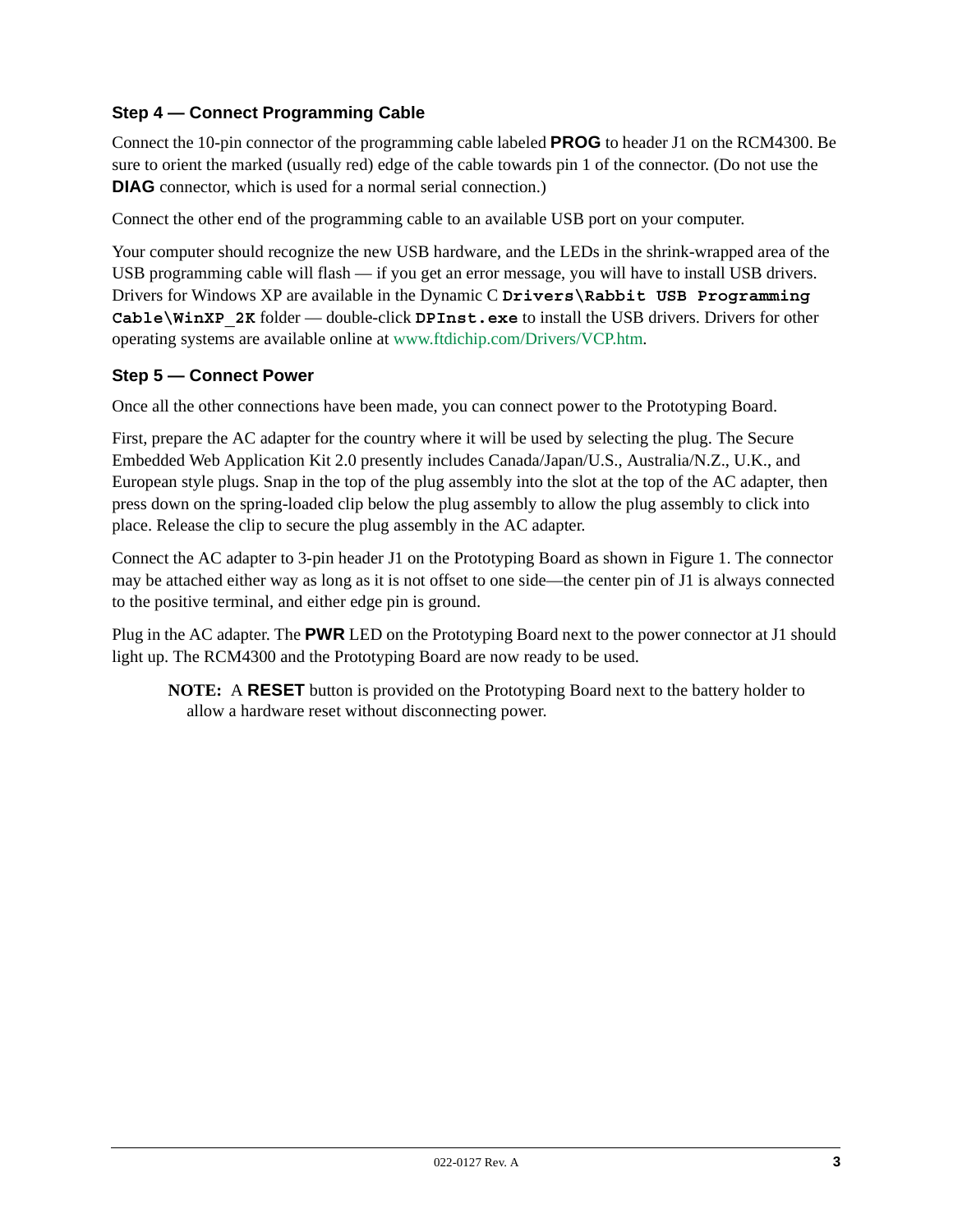### Step 4 — Connect Programming Cable

Connect the 10-pin connector of the programming cable labeled **PROG** to header J1 on the RCM4300. Be sure to orient the marked (usually red) edge of the cable towards pin 1 of the connector. (Do not use the **DIAG** connector, which is used for a normal serial connection.)

Connect the other end of the programming cable to an available USB port on your computer.

Your computer should recognize the new USB hardware, and the LEDs in the shrink-wrapped area of the USB programming cable will flash — if you get an error message, you will have to install USB drivers. Drivers for Windows XP are available in the Dynamic C `Drivers\Rabbit USB Programming Cable\WinXP_2K` folder — double-click `DPInst.exe` to install the USB drivers. Drivers for other operating systems are available online at www.ftdichip.com/Drivers/VCP.htm.

### Step 5 — Connect Power

Once all the other connections have been made, you can connect power to the Prototyping Board.

First, prepare the AC adapter for the country where it will be used by selecting the plug. The Secure Embedded Web Application Kit 2.0 presently includes Canada/Japan/U.S., Australia/N.Z., U.K., and European style plugs. Snap in the top of the plug assembly into the slot at the top of the AC adapter, then press down on the spring-loaded clip below the plug assembly to allow the plug assembly to click into place. Release the clip to secure the plug assembly in the AC adapter.

Connect the AC adapter to 3-pin header J1 on the Prototyping Board as shown in Figure 1. The connector may be attached either way as long as it is not offset to one side—the center pin of J1 is always connected to the positive terminal, and either edge pin is ground.

Plug in the AC adapter. The **PWR** LED on the Prototyping Board next to the power connector at J1 should light up. The RCM4300 and the Prototyping Board are now ready to be used.

> **NOTE:** A **RESET** button is provided on the Prototyping Board next to the battery holder to allow a hardware reset without disconnecting power.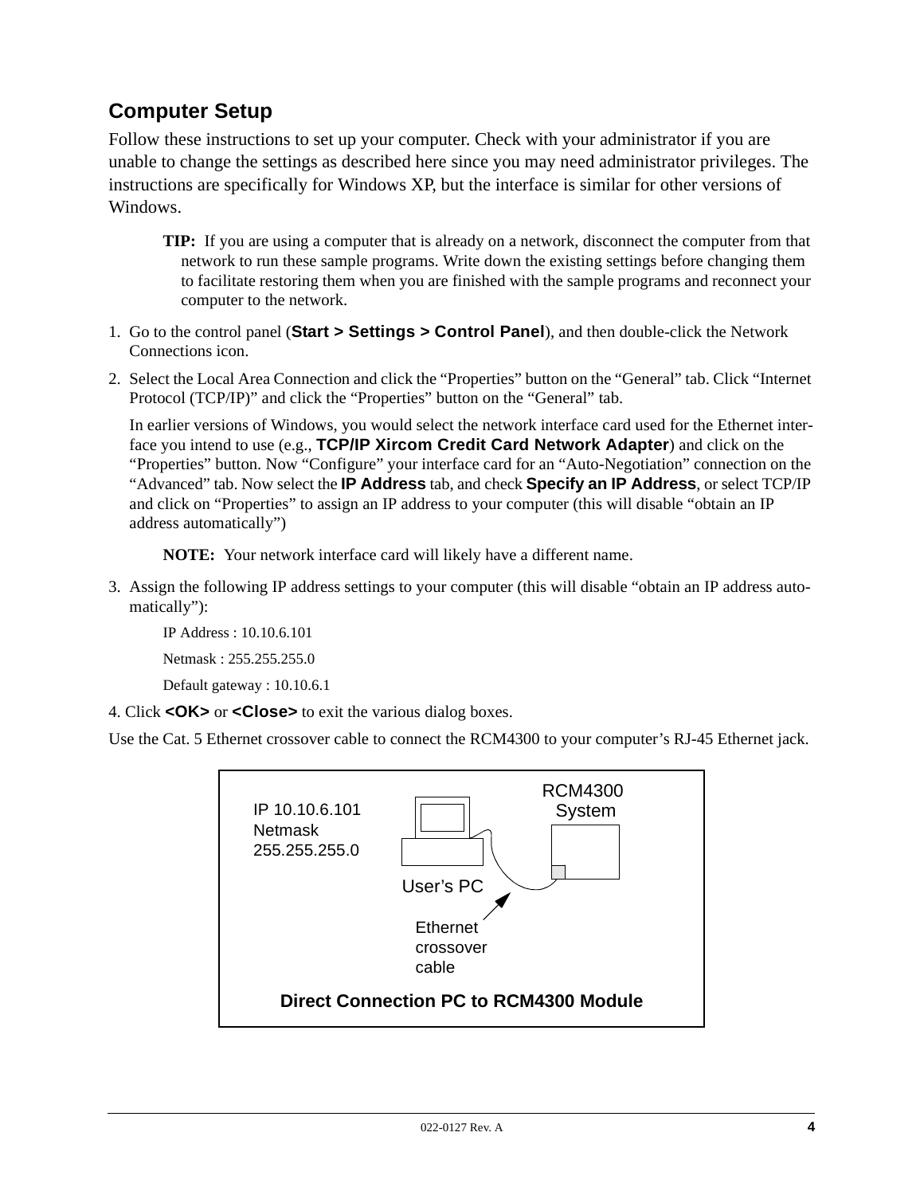## Computer Setup

Follow these instructions to set up your computer. Check with your administrator if you are unable to change the settings as described here since you may need administrator privileges. The instructions are specifically for Windows XP, but the interface is similar for other versions of Windows.

> **TIP:** If you are using a computer that is already on a network, disconnect the computer from that network to run these sample programs. Write down the existing settings before changing them to facilitate restoring them when you are finished with the sample programs and reconnect your computer to the network.

1. Go to the control panel (**Start > Settings > Control Panel**), and then double-click the Network Connections icon.
2. Select the Local Area Connection and click the "Properties" button on the "General" tab. Click "Internet Protocol (TCP/IP)" and click the "Properties" button on the "General" tab.

   In earlier versions of Windows, you would select the network interface card used for the Ethernet interface you intend to use (e.g., **TCP/IP Xircom Credit Card Network Adapter**) and click on the "Properties" button. Now "Configure" your interface card for an "Auto-Negotiation" connection on the "Advanced" tab. Now select the **IP Address** tab, and check **Specify an IP Address**, or select TCP/IP and click on "Properties" to assign an IP address to your computer (this will disable "obtain an IP address automatically")

   > **NOTE:** Your network interface card will likely have a different name.

3. Assign the following IP address settings to your computer (this will disable "obtain an IP address automatically"):

   IP Address : 10.10.6.101

   Netmask : 255.255.255.0

   Default gateway : 10.10.6.1

4. Click **<OK>** or **<Close>** to exit the various dialog boxes.

Use the Cat. 5 Ethernet crossover cable to connect the RCM4300 to your computer's RJ-45 Ethernet jack.

IP 10.10.6.101
Netmask
255.255.255.0

User's PC

RCM4300 System

Ethernet crossover cable

**Direct Connection PC to RCM4300 Module**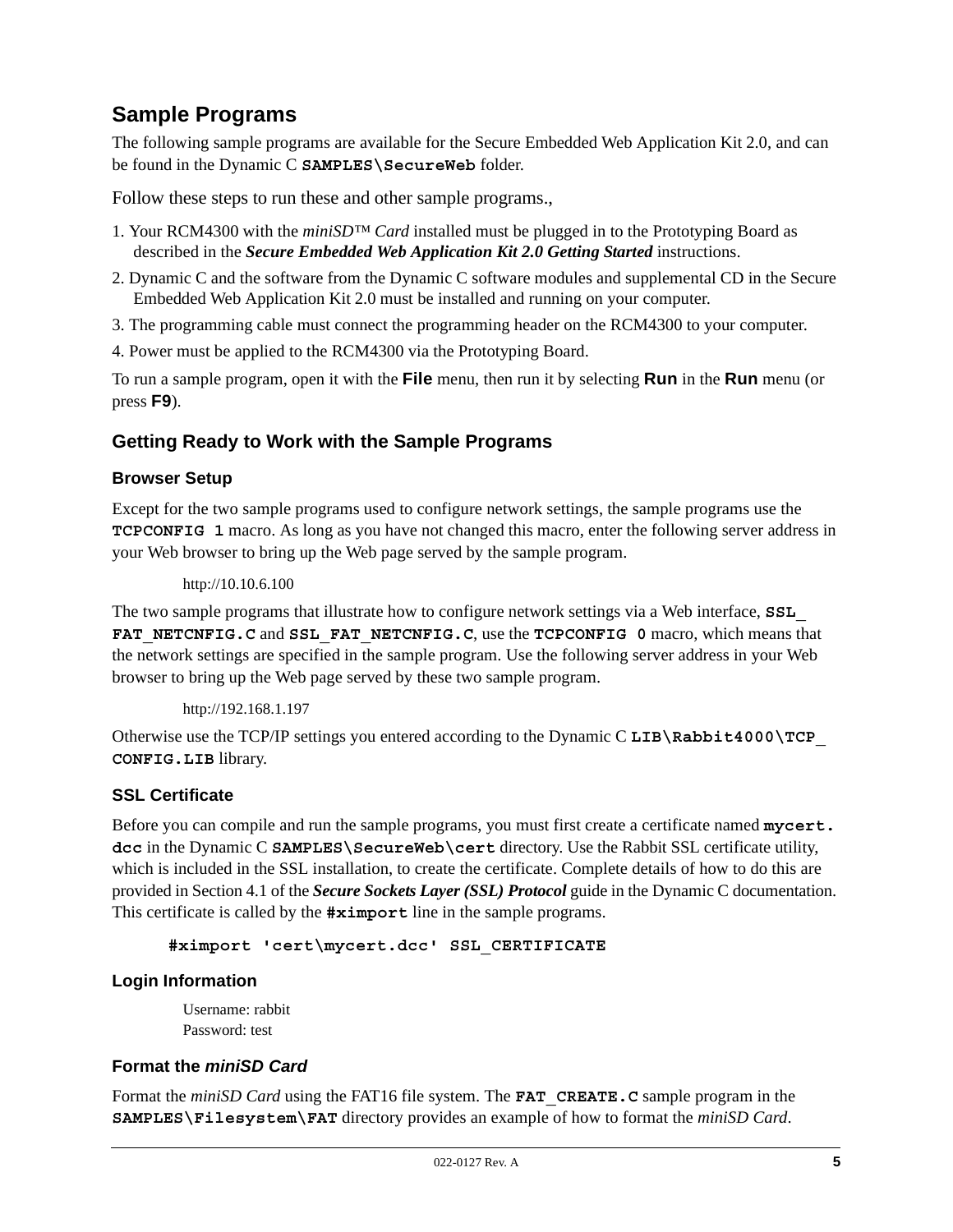## Sample Programs

The following sample programs are available for the Secure Embedded Web Application Kit 2.0, and can be found in the Dynamic C **`SAMPLES\SecureWeb`** folder.

Follow these steps to run these and other sample programs.,

1. Your RCM4300 with the *miniSD™ Card* installed must be plugged in to the Prototyping Board as described in the ***Secure Embedded Web Application Kit 2.0 Getting Started*** instructions.
2. Dynamic C and the software from the Dynamic C software modules and supplemental CD in the Secure Embedded Web Application Kit 2.0 must be installed and running on your computer.
3. The programming cable must connect the programming header on the RCM4300 to your computer.
4. Power must be applied to the RCM4300 via the Prototyping Board.

To run a sample program, open it with the **File** menu, then run it by selecting **Run** in the **Run** menu (or press **F9**).

### Getting Ready to Work with the Sample Programs

#### Browser Setup

Except for the two sample programs used to configure network settings, the sample programs use the **`TCPCONFIG 1`** macro. As long as you have not changed this macro, enter the following server address in your Web browser to bring up the Web page served by the sample program.

> http://10.10.6.100

The two sample programs that illustrate how to configure network settings via a Web interface, **`SSL_FAT_NETCNFIG.C`** and **`SSL_FAT_NETCNFIG.C`**, use the **`TCPCONFIG 0`** macro, which means that the network settings are specified in the sample program. Use the following server address in your Web browser to bring up the Web page served by these two sample program.

> http://192.168.1.197

Otherwise use the TCP/IP settings you entered according to the Dynamic C **`LIB\Rabbit4000\TCP_CONFIG.LIB`** library.

#### SSL Certificate

Before you can compile and run the sample programs, you must first create a certificate named **`mycert.dcc`** in the Dynamic C **`SAMPLES\SecureWeb\cert`** directory. Use the Rabbit SSL certificate utility, which is included in the SSL installation, to create the certificate. Complete details of how to do this are provided in Section 4.1 of the ***Secure Sockets Layer (SSL) Protocol*** guide in the Dynamic C documentation. This certificate is called by the **`#ximport`** line in the sample programs.

```
#ximport 'cert\mycert.dcc' SSL_CERTIFICATE
```

#### Login Information

> Username: rabbit
> Password: test

#### Format the *miniSD Card*

Format the *miniSD Card* using the FAT16 file system. The **`FAT_CREATE.C`** sample program in the **`SAMPLES\Filesystem\FAT`** directory provides an example of how to format the *miniSD Card*.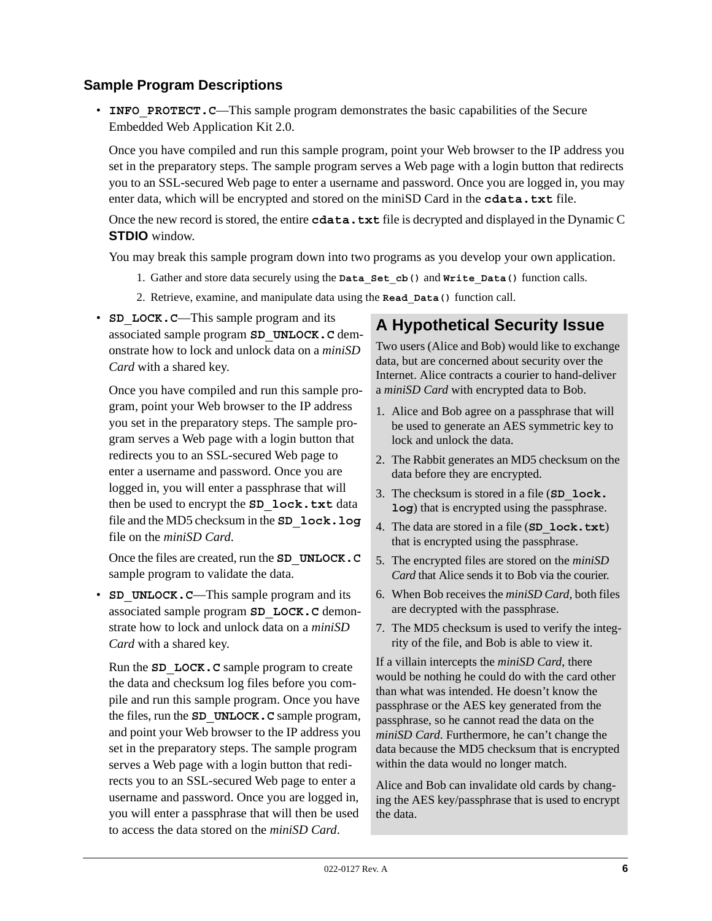### Sample Program Descriptions

- **`INFO_PROTECT.C`**—This sample program demonstrates the basic capabilities of the Secure Embedded Web Application Kit 2.0.

  Once you have compiled and run this sample program, point your Web browser to the IP address you set in the preparatory steps. The sample program serves a Web page with a login button that redirects you to an SSL-secured Web page to enter a username and password. Once you are logged in, you may enter data, which will be encrypted and stored on the miniSD Card in the **`cdata.txt`** file.

  Once the new record is stored, the entire **`cdata.txt`** file is decrypted and displayed in the Dynamic C **STDIO** window.

  You may break this sample program down into two programs as you develop your own application.

  1. Gather and store data securely using the **`Data_Set_cb()`** and **`Write_Data()`** function calls.
  2. Retrieve, examine, and manipulate data using the **`Read_Data()`** function call.

- **`SD_LOCK.C`**—This sample program and its associated sample program **`SD_UNLOCK.C`** demonstrate how to lock and unlock data on a *miniSD Card* with a shared key.

  Once you have compiled and run this sample program, point your Web browser to the IP address you set in the preparatory steps. The sample program serves a Web page with a login button that redirects you to an SSL-secured Web page to enter a username and password. Once you are logged in, you will enter a passphrase that will then be used to encrypt the **`SD_lock.txt`** data file and the MD5 checksum in the **`SD_lock.log`** file on the *miniSD Card*.

  Once the files are created, run the **`SD_UNLOCK.C`** sample program to validate the data.

- **`SD_UNLOCK.C`**—This sample program and its associated sample program **`SD_LOCK.C`** demonstrate how to lock and unlock data on a *miniSD Card* with a shared key.

  Run the **`SD_LOCK.C`** sample program to create the data and checksum log files before you compile and run this sample program. Once you have the files, run the **`SD_UNLOCK.C`** sample program, and point your Web browser to the IP address you set in the preparatory steps. The sample program serves a Web page with a login button that redirects you to an SSL-secured Web page to enter a username and password. Once you are logged in, you will enter a passphrase that will then be used to access the data stored on the *miniSD Card*.

## A Hypothetical Security Issue

Two users (Alice and Bob) would like to exchange data, but are concerned about security over the Internet. Alice contracts a courier to hand-deliver a *miniSD Card* with encrypted data to Bob.

1. Alice and Bob agree on a passphrase that will be used to generate an AES symmetric key to lock and unlock the data.
2. The Rabbit generates an MD5 checksum on the data before they are encrypted.
3. The checksum is stored in a file (**`SD_lock.log`**) that is encrypted using the passphrase.
4. The data are stored in a file (**`SD_lock.txt`**) that is encrypted using the passphrase.
5. The encrypted files are stored on the *miniSD Card* that Alice sends it to Bob via the courier.
6. When Bob receives the *miniSD Card*, both files are decrypted with the passphrase.
7. The MD5 checksum is used to verify the integrity of the file, and Bob is able to view it.

If a villain intercepts the *miniSD Card*, there would be nothing he could do with the card other than what was intended. He doesn't know the passphrase or the AES key generated from the passphrase, so he cannot read the data on the *miniSD Card*. Furthermore, he can't change the data because the MD5 checksum that is encrypted within the data would no longer match.

Alice and Bob can invalidate old cards by changing the AES key/passphrase that is used to encrypt the data.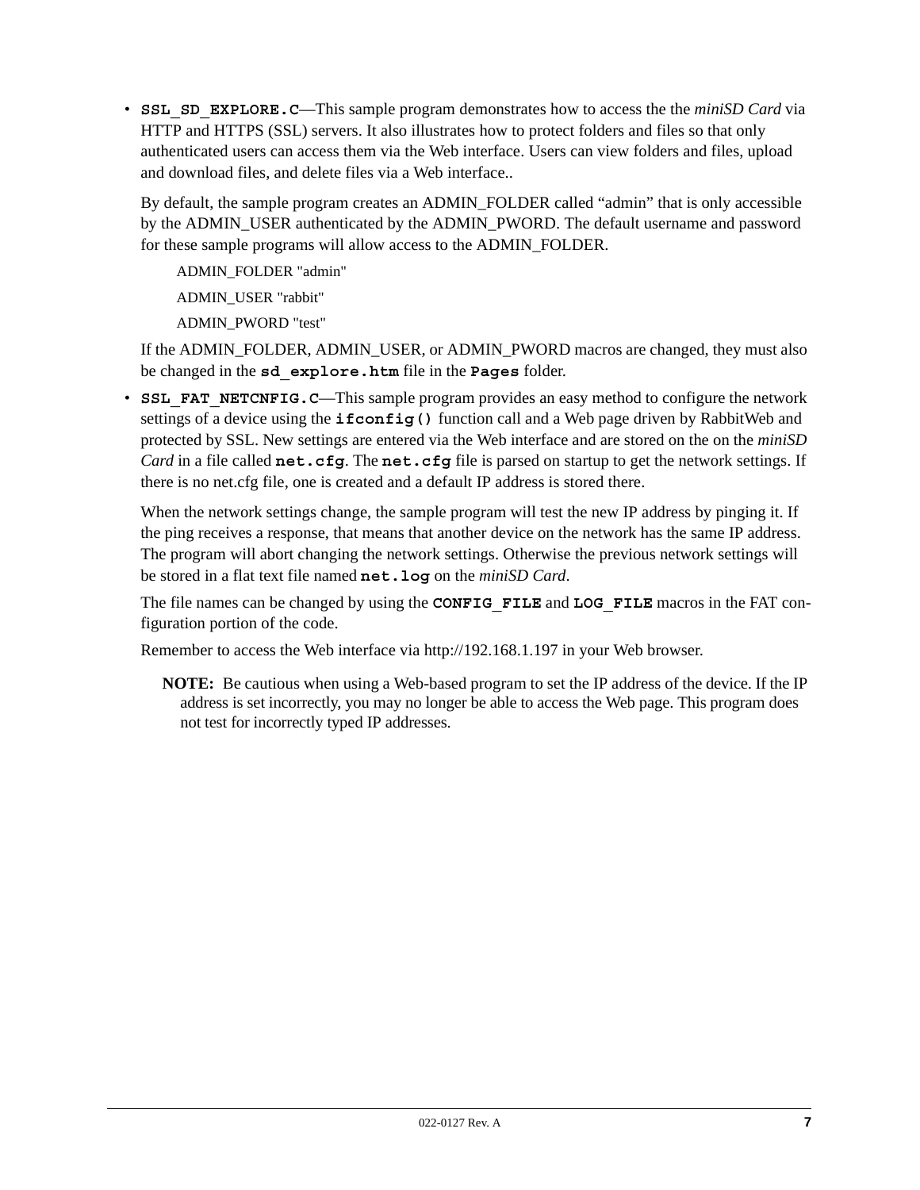- **SSL_SD_EXPLORE.C**—This sample program demonstrates how to access the the *miniSD Card* via HTTP and HTTPS (SSL) servers. It also illustrates how to protect folders and files so that only authenticated users can access them via the Web interface. Users can view folders and files, upload and download files, and delete files via a Web interface..

  By default, the sample program creates an ADMIN_FOLDER called “admin” that is only accessible by the ADMIN_USER authenticated by the ADMIN_PWORD. The default username and password for these sample programs will allow access to the ADMIN_FOLDER.

  ADMIN_FOLDER "admin"

  ADMIN_USER "rabbit"

  ADMIN_PWORD "test"

  If the ADMIN_FOLDER, ADMIN_USER, or ADMIN_PWORD macros are changed, they must also be changed in the **sd_explore.htm** file in the **Pages** folder.

- **SSL_FAT_NETCNFIG.C**—This sample program provides an easy method to configure the network settings of a device using the **ifconfig()** function call and a Web page driven by RabbitWeb and protected by SSL. New settings are entered via the Web interface and are stored on the on the *miniSD Card* in a file called **net.cfg**. The **net.cfg** file is parsed on startup to get the network settings. If there is no net.cfg file, one is created and a default IP address is stored there.

  When the network settings change, the sample program will test the new IP address by pinging it. If the ping receives a response, that means that another device on the network has the same IP address. The program will abort changing the network settings. Otherwise the previous network settings will be stored in a flat text file named **net.log** on the *miniSD Card*.

  The file names can be changed by using the **CONFIG_FILE** and **LOG_FILE** macros in the FAT configuration portion of the code.

  Remember to access the Web interface via http://192.168.1.197 in your Web browser.

  **NOTE:** Be cautious when using a Web-based program to set the IP address of the device. If the IP address is set incorrectly, you may no longer be able to access the Web page. This program does not test for incorrectly typed IP addresses.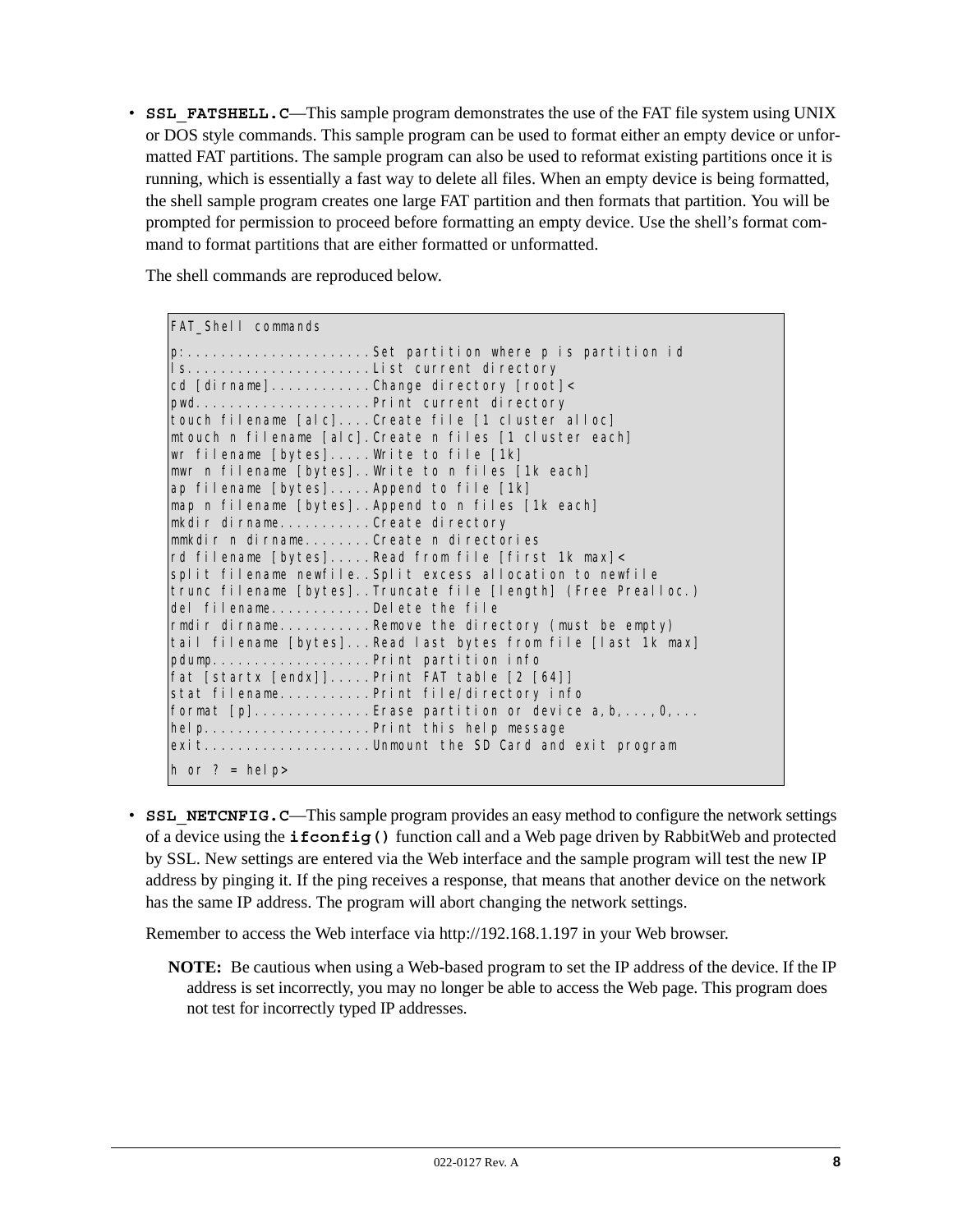- **`SSL_FATSHELL.C`**—This sample program demonstrates the use of the FAT file system using UNIX or DOS style commands. This sample program can be used to format either an empty device or unformatted FAT partitions. The sample program can also be used to reformat existing partitions once it is running, which is essentially a fast way to delete all files. When an empty device is being formatted, the shell sample program creates one large FAT partition and then formats that partition. You will be prompted for permission to proceed before formatting an empty device. Use the shell's format command to format partitions that are either formatted or unformatted.

  The shell commands are reproduced below.

```
FAT_Shell commands

p:......................Set partition where p is partition id
ls......................List current directory
cd [dirname]............Change directory [root]<
pwd.....................Print current directory
touch filename [alc]....Create file [1 cluster alloc]
mtouch n filename [alc].Create n files [1 cluster each]
wr filename [bytes].....Write to file [1k]
mwr n filename [bytes]..Write to n files [1k each]
ap filename [bytes].....Append to file [1k]
map n filename [bytes]..Append to n files [1k each]
mkdir dirname...........Create directory
mmkdir n dirname........Create n directories
rd filename [bytes].....Read from file [first 1k max]<
split filename newfile..Split excess allocation to newfile
trunc filename [bytes]..Truncate file [length] (Free Prealloc.)
del filename............Delete the file
rmdir dirname...........Remove the directory (must be empty)
tail filename [bytes]...Read last bytes from file [last 1k max]
pdump...................Print partition info
fat [startx [endx]].....Print FAT table [2 [64]]
stat filename...........Print file/directory info
format [p]..............Erase partition or device a,b,...,0,...
help....................Print this help message
exit....................Unmount the SD Card and exit program

h or ? = help>
```

- **`SSL_NETCNFIG.C`**—This sample program provides an easy method to configure the network settings of a device using the **`ifconfig()`** function call and a Web page driven by RabbitWeb and protected by SSL. New settings are entered via the Web interface and the sample program will test the new IP address by pinging it. If the ping receives a response, that means that another device on the network has the same IP address. The program will abort changing the network settings.

  Remember to access the Web interface via http://192.168.1.197 in your Web browser.

  **NOTE:** Be cautious when using a Web-based program to set the IP address of the device. If the IP address is set incorrectly, you may no longer be able to access the Web page. This program does not test for incorrectly typed IP addresses.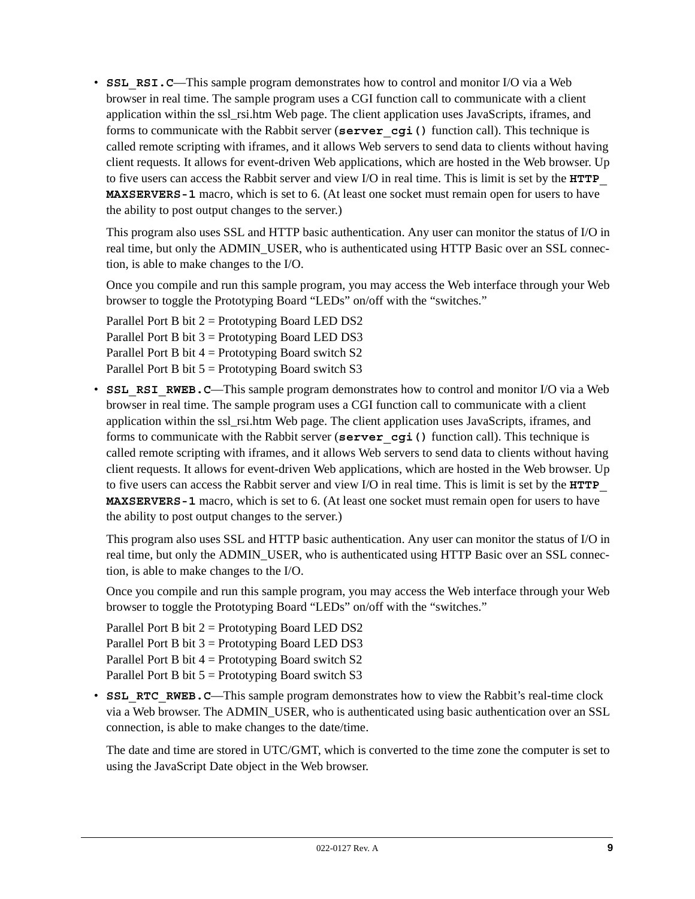- **SSL_RSI.C**—This sample program demonstrates how to control and monitor I/O via a Web browser in real time. The sample program uses a CGI function call to communicate with a client application within the ssl_rsi.htm Web page. The client application uses JavaScripts, iframes, and forms to communicate with the Rabbit server (**server_cgi()** function call). This technique is called remote scripting with iframes, and it allows Web servers to send data to clients without having client requests. It allows for event-driven Web applications, which are hosted in the Web browser. Up to five users can access the Rabbit server and view I/O in real time. This is limit is set by the **HTTP_MAXSERVERS-1** macro, which is set to 6. (At least one socket must remain open for users to have the ability to post output changes to the server.)

  This program also uses SSL and HTTP basic authentication. Any user can monitor the status of I/O in real time, but only the ADMIN_USER, who is authenticated using HTTP Basic over an SSL connection, is able to make changes to the I/O.

  Once you compile and run this sample program, you may access the Web interface through your Web browser to toggle the Prototyping Board "LEDs" on/off with the "switches."

  Parallel Port B bit 2 = Prototyping Board LED DS2
  Parallel Port B bit 3 = Prototyping Board LED DS3
  Parallel Port B bit 4 = Prototyping Board switch S2
  Parallel Port B bit 5 = Prototyping Board switch S3

- **SSL_RSI_RWEB.C**—This sample program demonstrates how to control and monitor I/O via a Web browser in real time. The sample program uses a CGI function call to communicate with a client application within the ssl_rsi.htm Web page. The client application uses JavaScripts, iframes, and forms to communicate with the Rabbit server (**server_cgi()** function call). This technique is called remote scripting with iframes, and it allows Web servers to send data to clients without having client requests. It allows for event-driven Web applications, which are hosted in the Web browser. Up to five users can access the Rabbit server and view I/O in real time. This is limit is set by the **HTTP_MAXSERVERS-1** macro, which is set to 6. (At least one socket must remain open for users to have the ability to post output changes to the server.)

  This program also uses SSL and HTTP basic authentication. Any user can monitor the status of I/O in real time, but only the ADMIN_USER, who is authenticated using HTTP Basic over an SSL connection, is able to make changes to the I/O.

  Once you compile and run this sample program, you may access the Web interface through your Web browser to toggle the Prototyping Board "LEDs" on/off with the "switches."

  Parallel Port B bit 2 = Prototyping Board LED DS2
  Parallel Port B bit 3 = Prototyping Board LED DS3
  Parallel Port B bit 4 = Prototyping Board switch S2
  Parallel Port B bit 5 = Prototyping Board switch S3

- **SSL_RTC_RWEB.C**—This sample program demonstrates how to view the Rabbit's real-time clock via a Web browser. The ADMIN_USER, who is authenticated using basic authentication over an SSL connection, is able to make changes to the date/time.

  The date and time are stored in UTC/GMT, which is converted to the time zone the computer is set to using the JavaScript Date object in the Web browser.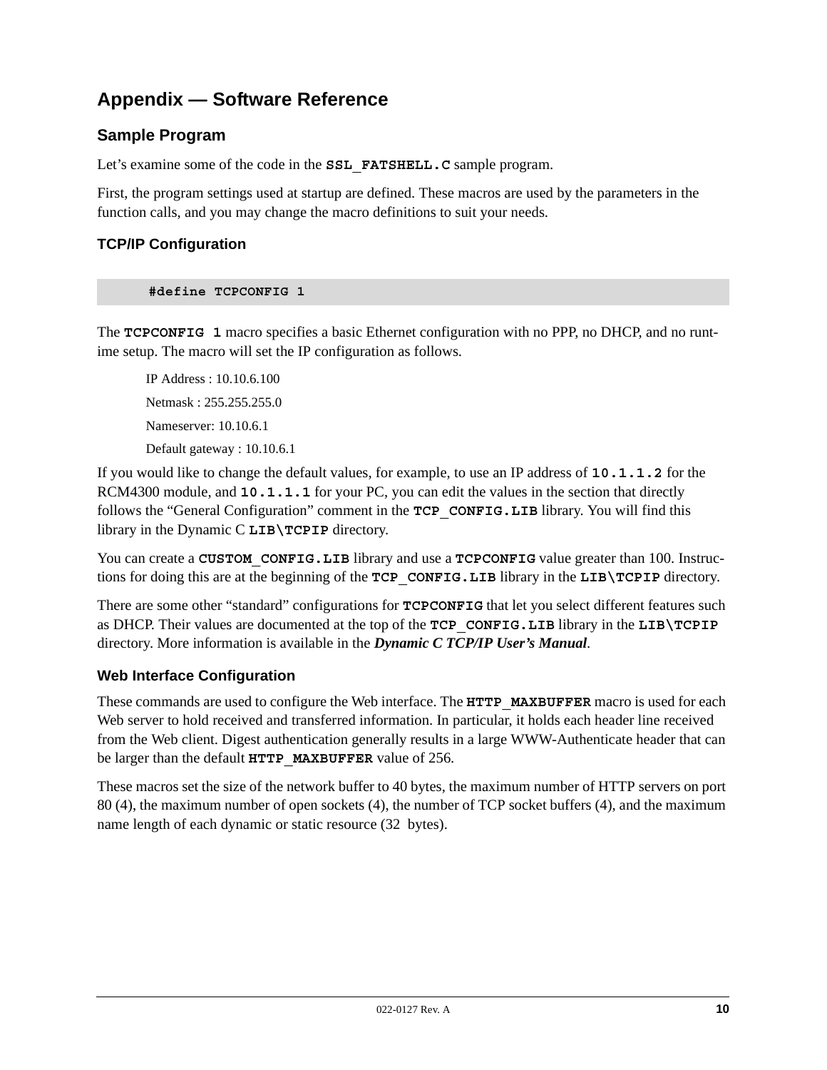# Appendix — Software Reference

## Sample Program

Let's examine some of the code in the **SSL_FATSHELL.C** sample program.

First, the program settings used at startup are defined. These macros are used by the parameters in the function calls, and you may change the macro definitions to suit your needs.

### TCP/IP Configuration

```
#define TCPCONFIG 1
```

The **TCPCONFIG 1** macro specifies a basic Ethernet configuration with no PPP, no DHCP, and no runtime setup. The macro will set the IP configuration as follows.

IP Address : 10.10.6.100

Netmask : 255.255.255.0

Nameserver: 10.10.6.1

Default gateway : 10.10.6.1

If you would like to change the default values, for example, to use an IP address of **10.1.1.2** for the RCM4300 module, and **10.1.1.1** for your PC, you can edit the values in the section that directly follows the "General Configuration" comment in the **TCP_CONFIG.LIB** library. You will find this library in the Dynamic C **LIB\TCPIP** directory.

You can create a **CUSTOM_CONFIG.LIB** library and use a **TCPCONFIG** value greater than 100. Instructions for doing this are at the beginning of the **TCP_CONFIG.LIB** library in the **LIB\TCPIP** directory.

There are some other "standard" configurations for **TCPCONFIG** that let you select different features such as DHCP. Their values are documented at the top of the **TCP_CONFIG.LIB** library in the **LIB\TCPIP** directory. More information is available in the ***Dynamic C TCP/IP User's Manual***.

### Web Interface Configuration

These commands are used to configure the Web interface. The **HTTP_MAXBUFFER** macro is used for each Web server to hold received and transferred information. In particular, it holds each header line received from the Web client. Digest authentication generally results in a large WWW-Authenticate header that can be larger than the default **HTTP_MAXBUFFER** value of 256.

These macros set the size of the network buffer to 40 bytes, the maximum number of HTTP servers on port 80 (4), the maximum number of open sockets (4), the number of TCP socket buffers (4), and the maximum name length of each dynamic or static resource (32 bytes).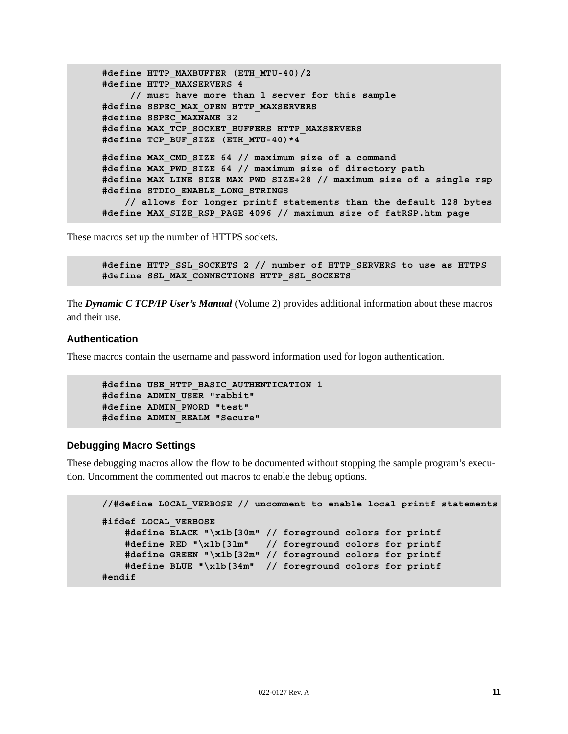```
#define HTTP_MAXBUFFER (ETH_MTU-40)/2
#define HTTP_MAXSERVERS 4
     // must have more than 1 server for this sample
#define SSPEC_MAX_OPEN HTTP_MAXSERVERS
#define SSPEC_MAXNAME 32
#define MAX_TCP_SOCKET_BUFFERS HTTP_MAXSERVERS
#define TCP_BUF_SIZE (ETH_MTU-40)*4

#define MAX_CMD_SIZE 64 // maximum size of a command
#define MAX_PWD_SIZE 64 // maximum size of directory path
#define MAX_LINE_SIZE MAX_PWD_SIZE+28 // maximum size of a single rsp
#define STDIO_ENABLE_LONG_STRINGS
    // allows for longer printf statements than the default 128 bytes
#define MAX_SIZE_RSP_PAGE 4096 // maximum size of fatRSP.htm page
```

These macros set up the number of HTTPS sockets.

```
#define HTTP_SSL_SOCKETS 2 // number of HTTP_SERVERS to use as HTTPS
#define SSL_MAX_CONNECTIONS HTTP_SSL_SOCKETS
```

The ***Dynamic C TCP/IP User's Manual*** (Volume 2) provides additional information about these macros and their use.

### Authentication

These macros contain the username and password information used for logon authentication.

```
#define USE_HTTP_BASIC_AUTHENTICATION 1
#define ADMIN_USER "rabbit"
#define ADMIN_PWORD "test"
#define ADMIN_REALM "Secure"
```

### Debugging Macro Settings

These debugging macros allow the flow to be documented without stopping the sample program's execution. Uncomment the commented out macros to enable the debug options.

```
//#define LOCAL_VERBOSE // uncomment to enable local printf statements

#ifdef LOCAL_VERBOSE
    #define BLACK "\x1b[30m" // foreground colors for printf
    #define RED "\x1b[31m"   // foreground colors for printf
    #define GREEN "\x1b[32m" // foreground colors for printf
    #define BLUE "\x1b[34m"  // foreground colors for printf
#endif
```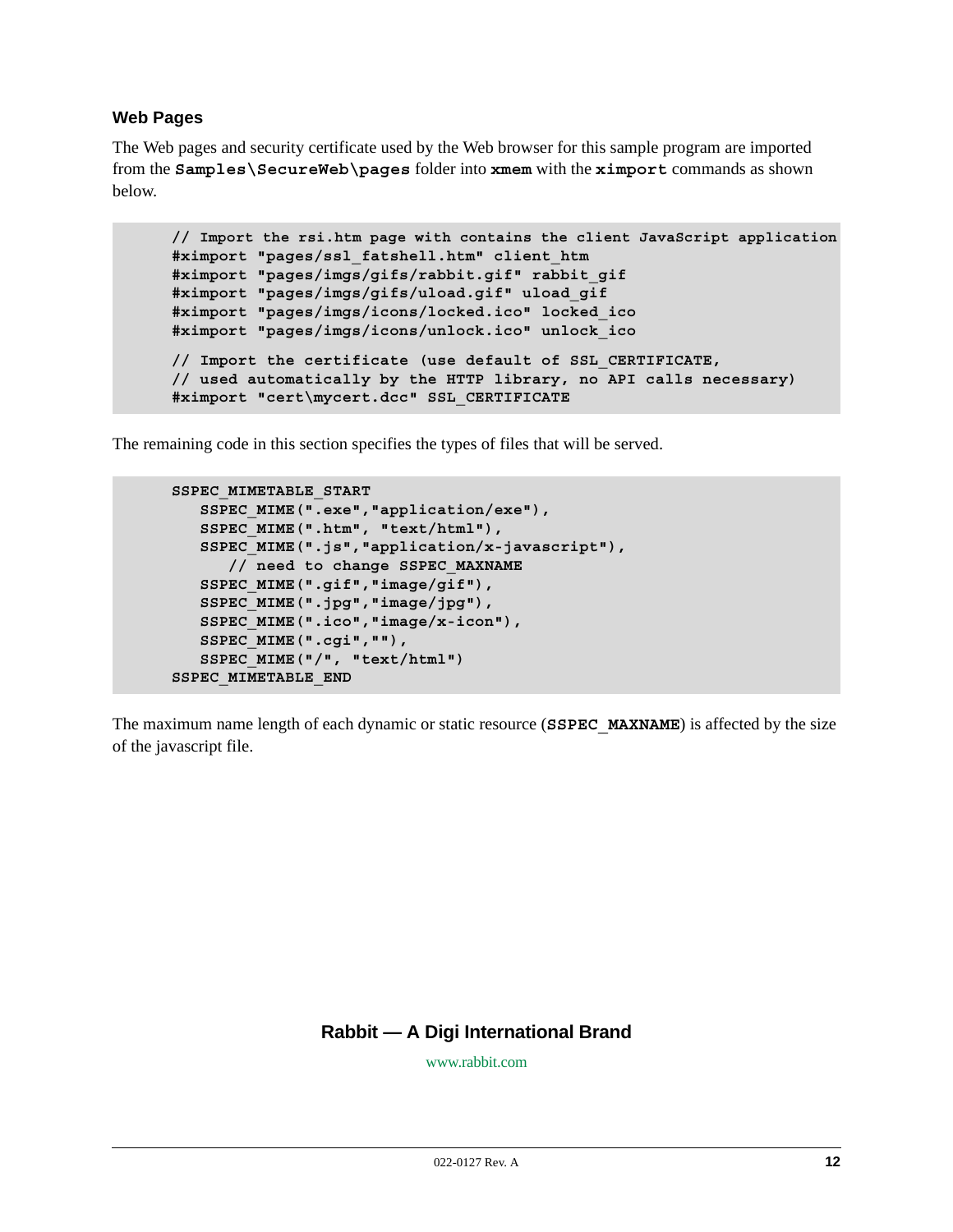### Web Pages

The Web pages and security certificate used by the Web browser for this sample program are imported from the **Samples\SecureWeb\pages** folder into **xmem** with the **ximport** commands as shown below.

```
// Import the rsi.htm page with contains the client JavaScript application
#ximport "pages/ssl_fatshell.htm" client_htm
#ximport "pages/imgs/gifs/rabbit.gif" rabbit_gif
#ximport "pages/imgs/gifs/uload.gif" uload_gif
#ximport "pages/imgs/icons/locked.ico" locked_ico
#ximport "pages/imgs/icons/unlock.ico" unlock_ico

// Import the certificate (use default of SSL_CERTIFICATE,
// used automatically by the HTTP library, no API calls necessary)
#ximport "cert\mycert.dcc" SSL_CERTIFICATE
```

The remaining code in this section specifies the types of files that will be served.

```
SSPEC_MIMETABLE_START
   SSPEC_MIME(".exe","application/exe"),
   SSPEC_MIME(".htm", "text/html"),
   SSPEC_MIME(".js","application/x-javascript"),
      // need to change SSPEC_MAXNAME
   SSPEC_MIME(".gif","image/gif"),
   SSPEC_MIME(".jpg","image/jpg"),
   SSPEC_MIME(".ico","image/x-icon"),
   SSPEC_MIME(".cgi",""),
   SSPEC_MIME("/", "text/html")
SSPEC_MIMETABLE_END
```

The maximum name length of each dynamic or static resource (**SSPEC_MAXNAME**) is affected by the size of the javascript file.

**Rabbit — A Digi International Brand**

www.rabbit.com

022-0127 Rev. A